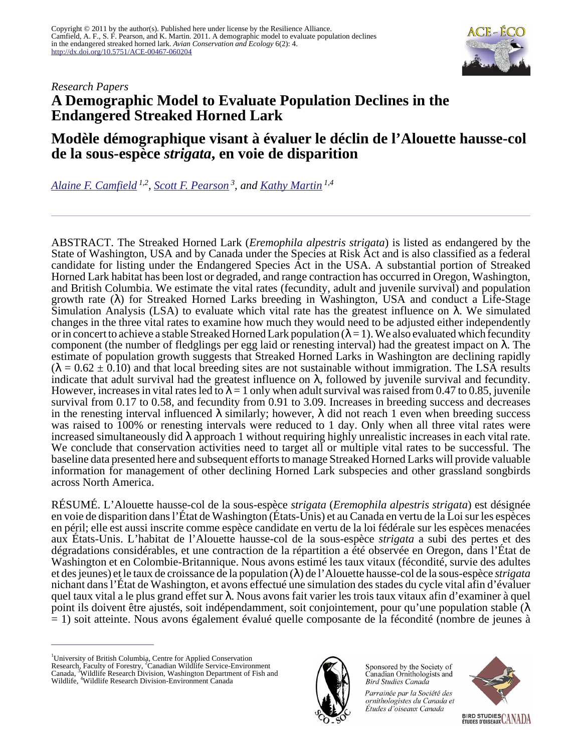Copyright © 2011 by the author(s). Published here under license by the Resilience Alliance.
Camfield, A. F., S. F. Pearson, and K. Martin. 2011. A demographic model to evaluate population declines in the endangered streaked horned lark. *Avian Conservation and Ecology* 6(2): 4.
http://dx.doi.org/10.5751/ACE-00467-060204

*Research Papers*

# A Demographic Model to Evaluate Population Declines in the Endangered Streaked Horned Lark

# Modèle démographique visant à évaluer le déclin de l'Alouette hausse-col de la sous-espèce *strigata*, en voie de disparition

Alaine F. Camfield [1,2], Scott F. Pearson [3], and Kathy Martin [1,4]

ABSTRACT. The Streaked Horned Lark (*Eremophila alpestris strigata*) is listed as endangered by the State of Washington, USA and by Canada under the Species at Risk Act and is also classified as a federal candidate for listing under the Endangered Species Act in the USA. A substantial portion of Streaked Horned Lark habitat has been lost or degraded, and range contraction has occurred in Oregon, Washington, and British Columbia. We estimate the vital rates (fecundity, adult and juvenile survival) and population growth rate ($\lambda$) for Streaked Horned Larks breeding in Washington, USA and conduct a Life-Stage Simulation Analysis (LSA) to evaluate which vital rate has the greatest influence on $\lambda$. We simulated changes in the three vital rates to examine how much they would need to be adjusted either independently or in concert to achieve a stable Streaked Horned Lark population ($\lambda = 1$). We also evaluated which fecundity component (the number of fledglings per egg laid or renesting interval) had the greatest impact on $\lambda$. The estimate of population growth suggests that Streaked Horned Larks in Washington are declining rapidly ($\lambda = 0.62 \pm 0.10$) and that local breeding sites are not sustainable without immigration. The LSA results indicate that adult survival had the greatest influence on $\lambda$, followed by juvenile survival and fecundity. However, increases in vital rates led to $\lambda = 1$ only when adult survival was raised from 0.47 to 0.85, juvenile survival from 0.17 to 0.58, and fecundity from 0.91 to 3.09. Increases in breeding success and decreases in the renesting interval influenced $\lambda$ similarly; however, $\lambda$ did not reach 1 even when breeding success was raised to 100% or renesting intervals were reduced to 1 day. Only when all three vital rates were increased simultaneously did $\lambda$ approach 1 without requiring highly unrealistic increases in each vital rate. We conclude that conservation activities need to target all or multiple vital rates to be successful. The baseline data presented here and subsequent efforts to manage Streaked Horned Larks will provide valuable information for management of other declining Horned Lark subspecies and other grassland songbirds across North America.

RÉSUMÉ. L'Alouette hausse-col de la sous-espèce *strigata* (*Eremophila alpestris strigata*) est désignée en voie de disparition dans l'État de Washington (États-Unis) et au Canada en vertu de la Loi sur les espèces en péril; elle est aussi inscrite comme espèce candidate en vertu de la loi fédérale sur les espèces menacées aux États-Unis. L'habitat de l'Alouette hausse-col de la sous-espèce *strigata* a subi des pertes et des dégradations considérables, et une contraction de la répartition a été observée en Oregon, dans l'État de Washington et en Colombie-Britannique. Nous avons estimé les taux vitaux (fécondité, survie des adultes et des jeunes) et le taux de croissance de la population ($\lambda$) de l'Alouette hausse-col de la sous-espèce *strigata* nichant dans l'État de Washington, et avons effectué une simulation des stades du cycle vital afin d'évaluer quel taux vital a le plus grand effet sur $\lambda$. Nous avons fait varier les trois taux vitaux afin d'examiner à quel point ils doivent être ajustés, soit indépendamment, soit conjointement, pour qu'une population stable ($\lambda = 1$) soit atteinte. Nous avons également évalué quelle composante de la fécondité (nombre de jeunes à

---

[1] University of British Columbia, Centre for Applied Conservation Research, Faculty of Forestry, [2] Canadian Wildlife Service-Environment Canada, [3] Wildlife Research Division, Washington Department of Fish and Wildlife, [4] Wildlife Research Division-Environment Canada

Sponsored by the Society of Canadian Ornithologists and Bird Studies Canada

*Parrainée par la Société des ornithologistes du Canada et Études d'oiseaux Canada*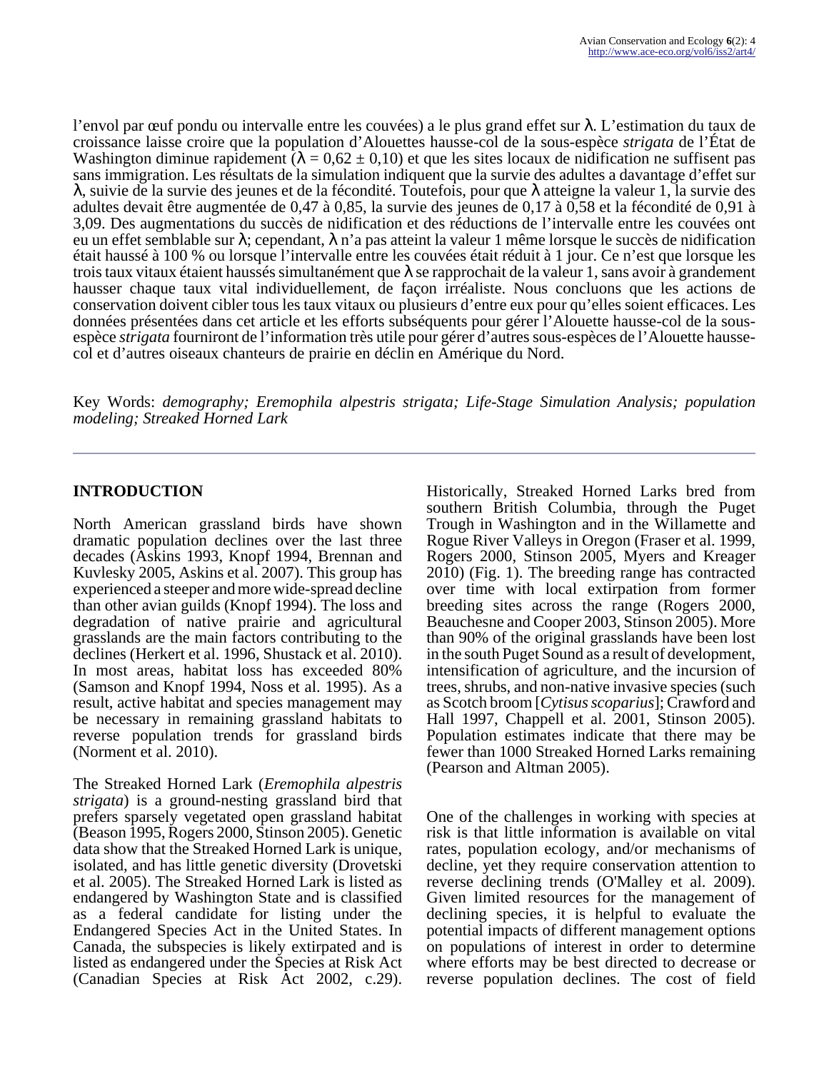l'envol par œuf pondu ou intervalle entre les couvées) a le plus grand effet sur λ. L'estimation du taux de croissance laisse croire que la population d'Alouettes hausse-col de la sous-espèce *strigata* de l'État de Washington diminue rapidement ($\lambda = 0,62 \pm 0,10$) et que les sites locaux de nidification ne suffisent pas sans immigration. Les résultats de la simulation indiquent que la survie des adultes a davantage d'effet sur λ, suivie de la survie des jeunes et de la fécondité. Toutefois, pour que λ atteigne la valeur 1, la survie des adultes devait être augmentée de 0,47 à 0,85, la survie des jeunes de 0,17 à 0,58 et la fécondité de 0,91 à 3,09. Des augmentations du succès de nidification et des réductions de l'intervalle entre les couvées ont eu un effet semblable sur λ; cependant, λ n'a pas atteint la valeur 1 même lorsque le succès de nidification était haussé à 100 % ou lorsque l'intervalle entre les couvées était réduit à 1 jour. Ce n'est que lorsque les trois taux vitaux étaient haussés simultanément que λ se rapprochait de la valeur 1, sans avoir à grandement hausser chaque taux vital individuellement, de façon irréaliste. Nous concluons que les actions de conservation doivent cibler tous les taux vitaux ou plusieurs d'entre eux pour qu'elles soient efficaces. Les données présentées dans cet article et les efforts subséquents pour gérer l'Alouette hausse-col de la sous-espèce *strigata* fourniront de l'information très utile pour gérer d'autres sous-espèces de l'Alouette hausse-col et d'autres oiseaux chanteurs de prairie en déclin en Amérique du Nord.

Key Words: *demography; Eremophila alpestris strigata; Life-Stage Simulation Analysis; population modeling; Streaked Horned Lark*

## INTRODUCTION

North American grassland birds have shown dramatic population declines over the last three decades (Askins 1993, Knopf 1994, Brennan and Kuvlesky 2005, Askins et al. 2007). This group has experienced a steeper and more wide-spread decline than other avian guilds (Knopf 1994). The loss and degradation of native prairie and agricultural grasslands are the main factors contributing to the declines (Herkert et al. 1996, Shustack et al. 2010). In most areas, habitat loss has exceeded 80% (Samson and Knopf 1994, Noss et al. 1995). As a result, active habitat and species management may be necessary in remaining grassland habitats to reverse population trends for grassland birds (Norment et al. 2010).

The Streaked Horned Lark (*Eremophila alpestris strigata*) is a ground-nesting grassland bird that prefers sparsely vegetated open grassland habitat (Beason 1995, Rogers 2000, Stinson 2005). Genetic data show that the Streaked Horned Lark is unique, isolated, and has little genetic diversity (Drovetski et al. 2005). The Streaked Horned Lark is listed as endangered by Washington State and is classified as a federal candidate for listing under the Endangered Species Act in the United States. In Canada, the subspecies is likely extirpated and is listed as endangered under the Species at Risk Act (Canadian Species at Risk Act 2002, c.29). Historically, Streaked Horned Larks bred from southern British Columbia, through the Puget Trough in Washington and in the Willamette and Rogue River Valleys in Oregon (Fraser et al. 1999, Rogers 2000, Stinson 2005, Myers and Kreager 2010) (Fig. 1). The breeding range has contracted over time with local extirpation from former breeding sites across the range (Rogers 2000, Beauchesne and Cooper 2003, Stinson 2005). More than 90% of the original grasslands have been lost in the south Puget Sound as a result of development, intensification of agriculture, and the incursion of trees, shrubs, and non-native invasive species (such as Scotch broom [*Cytisus scoparius*]; Crawford and Hall 1997, Chappell et al. 2001, Stinson 2005). Population estimates indicate that there may be fewer than 1000 Streaked Horned Larks remaining (Pearson and Altman 2005).

One of the challenges in working with species at risk is that little information is available on vital rates, population ecology, and/or mechanisms of decline, yet they require conservation attention to reverse declining trends (O'Malley et al. 2009). Given limited resources for the management of declining species, it is helpful to evaluate the potential impacts of different management options on populations of interest in order to determine where efforts may be best directed to decrease or reverse population declines. The cost of field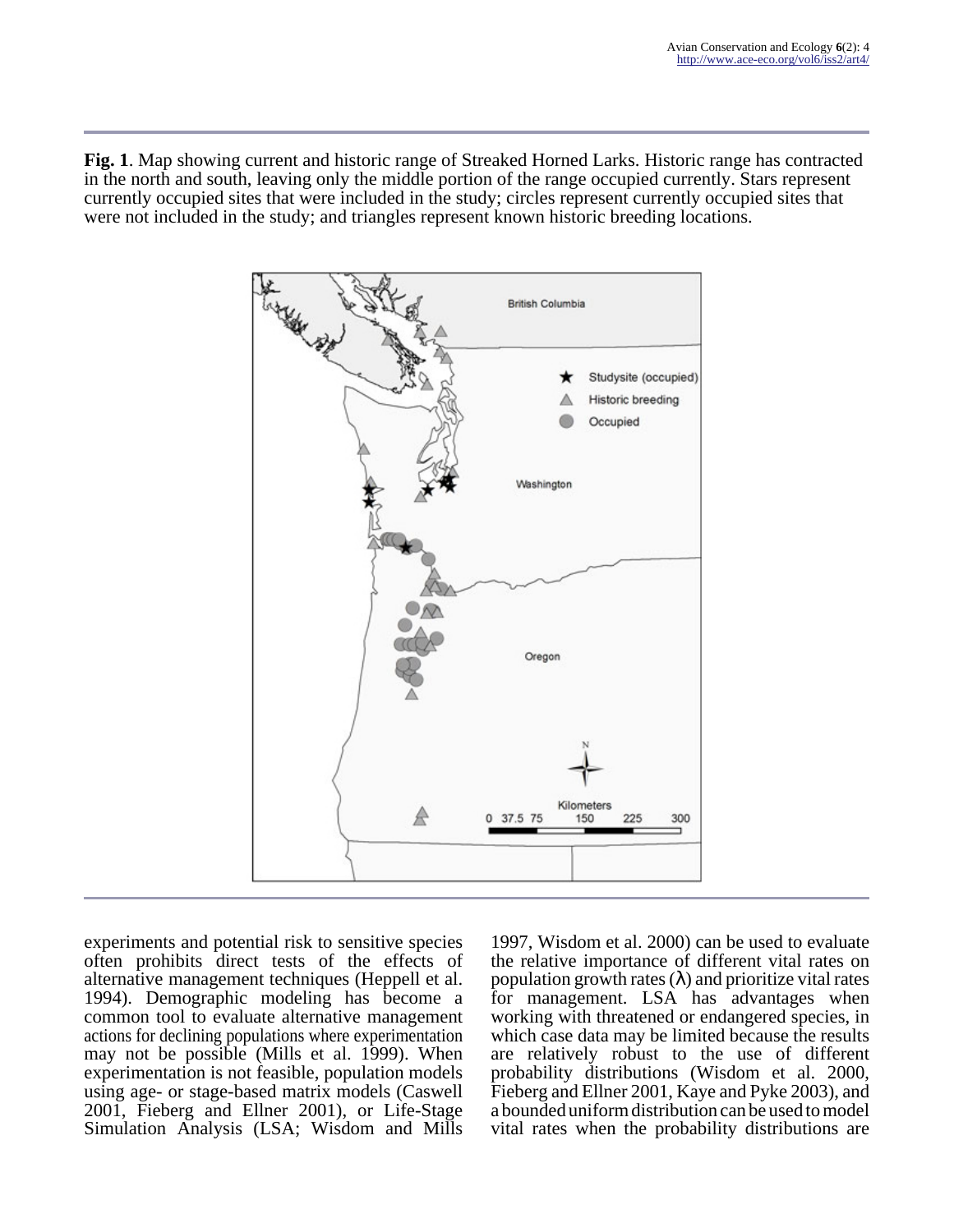**Fig. 1**. Map showing current and historic range of Streaked Horned Larks. Historic range has contracted in the north and south, leaving only the middle portion of the range occupied currently. Stars represent currently occupied sites that were included in the study; circles represent currently occupied sites that were not included in the study; and triangles represent known historic breeding locations.

experiments and potential risk to sensitive species often prohibits direct tests of the effects of alternative management techniques (Heppell et al. 1994). Demographic modeling has become a common tool to evaluate alternative management actions for declining populations where experimentation may not be possible (Mills et al. 1999). When experimentation is not feasible, population models using age- or stage-based matrix models (Caswell 2001, Fieberg and Ellner 2001), or Life-Stage Simulation Analysis (LSA; Wisdom and Mills 1997, Wisdom et al. 2000) can be used to evaluate the relative importance of different vital rates on population growth rates ($\lambda$) and prioritize vital rates for management. LSA has advantages when working with threatened or endangered species, in which case data may be limited because the results are relatively robust to the use of different probability distributions (Wisdom et al. 2000, Fieberg and Ellner 2001, Kaye and Pyke 2003), and a bounded uniform distribution can be used to model vital rates when the probability distributions are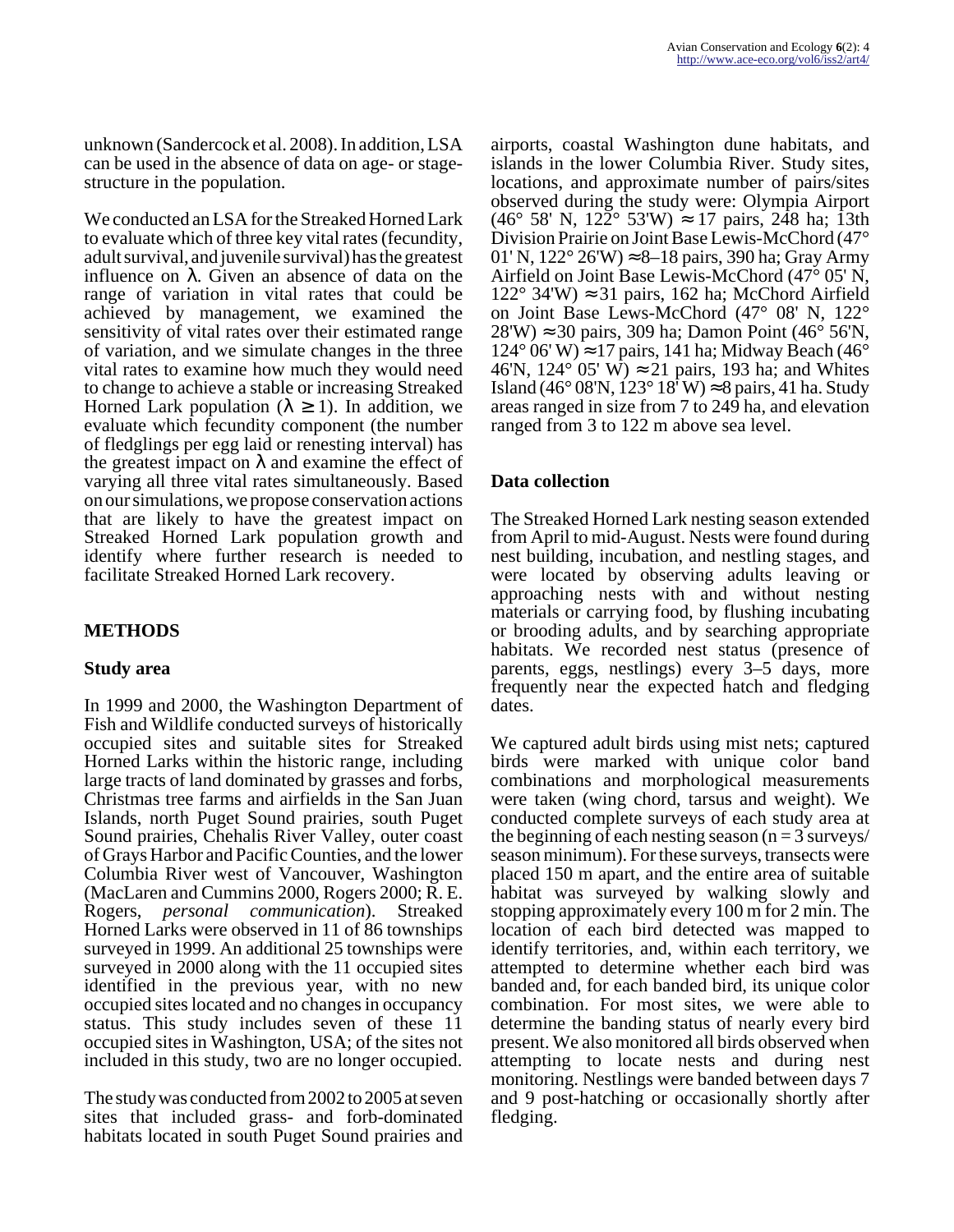unknown (Sandercock et al. 2008). In addition, LSA can be used in the absence of data on age- or stage-structure in the population.

We conducted an LSA for the Streaked Horned Lark to evaluate which of three key vital rates (fecundity, adult survival, and juvenile survival) has the greatest influence on $\lambda$. Given an absence of data on the range of variation in vital rates that could be achieved by management, we examined the sensitivity of vital rates over their estimated range of variation, and we simulate changes in the three vital rates to examine how much they would need to change to achieve a stable or increasing Streaked Horned Lark population ($\lambda \geq 1$). In addition, we evaluate which fecundity component (the number of fledglings per egg laid or renesting interval) has the greatest impact on $\lambda$ and examine the effect of varying all three vital rates simultaneously. Based on our simulations, we propose conservation actions that are likely to have the greatest impact on Streaked Horned Lark population growth and identify where further research is needed to facilitate Streaked Horned Lark recovery.

## METHODS

### Study area

In 1999 and 2000, the Washington Department of Fish and Wildlife conducted surveys of historically occupied sites and suitable sites for Streaked Horned Larks within the historic range, including large tracts of land dominated by grasses and forbs, Christmas tree farms and airfields in the San Juan Islands, north Puget Sound prairies, south Puget Sound prairies, Chehalis River Valley, outer coast of Grays Harbor and Pacific Counties, and the lower Columbia River west of Vancouver, Washington (MacLaren and Cummins 2000, Rogers 2000; R. E. Rogers, *personal communication*). Streaked Horned Larks were observed in 11 of 86 townships surveyed in 1999. An additional 25 townships were surveyed in 2000 along with the 11 occupied sites identified in the previous year, with no new occupied sites located and no changes in occupancy status. This study includes seven of these 11 occupied sites in Washington, USA; of the sites not included in this study, two are no longer occupied.

The study was conducted from 2002 to 2005 at seven sites that included grass- and forb-dominated habitats located in south Puget Sound prairies and airports, coastal Washington dune habitats, and islands in the lower Columbia River. Study sites, locations, and approximate number of pairs/sites observed during the study were: Olympia Airport (46° 58' N, 122° 53'W) ≈ 17 pairs, 248 ha; 13th Division Prairie on Joint Base Lewis-McChord (47° 01' N, 122° 26'W) ≈ 8–18 pairs, 390 ha; Gray Army Airfield on Joint Base Lewis-McChord (47° 05' N, 122° 34'W) ≈ 31 pairs, 162 ha; McChord Airfield on Joint Base Lews-McChord (47° 08' N, 122° 28'W) ≈ 30 pairs, 309 ha; Damon Point (46° 56'N, 124° 06' W) ≈ 17 pairs, 141 ha; Midway Beach (46° 46'N, 124° 05' W) ≈ 21 pairs, 193 ha; and Whites Island (46° 08'N, 123° 18' W) ≈ 8 pairs, 41 ha. Study areas ranged in size from 7 to 249 ha, and elevation ranged from 3 to 122 m above sea level.

### Data collection

The Streaked Horned Lark nesting season extended from April to mid-August. Nests were found during nest building, incubation, and nestling stages, and were located by observing adults leaving or approaching nests with and without nesting materials or carrying food, by flushing incubating or brooding adults, and by searching appropriate habitats. We recorded nest status (presence of parents, eggs, nestlings) every 3–5 days, more frequently near the expected hatch and fledging dates.

We captured adult birds using mist nets; captured birds were marked with unique color band combinations and morphological measurements were taken (wing chord, tarsus and weight). We conducted complete surveys of each study area at the beginning of each nesting season (n = 3 surveys/season minimum). For these surveys, transects were placed 150 m apart, and the entire area of suitable habitat was surveyed by walking slowly and stopping approximately every 100 m for 2 min. The location of each bird detected was mapped to identify territories, and, within each territory, we attempted to determine whether each bird was banded and, for each banded bird, its unique color combination. For most sites, we were able to determine the banding status of nearly every bird present. We also monitored all birds observed when attempting to locate nests and during nest monitoring. Nestlings were banded between days 7 and 9 post-hatching or occasionally shortly after fledging.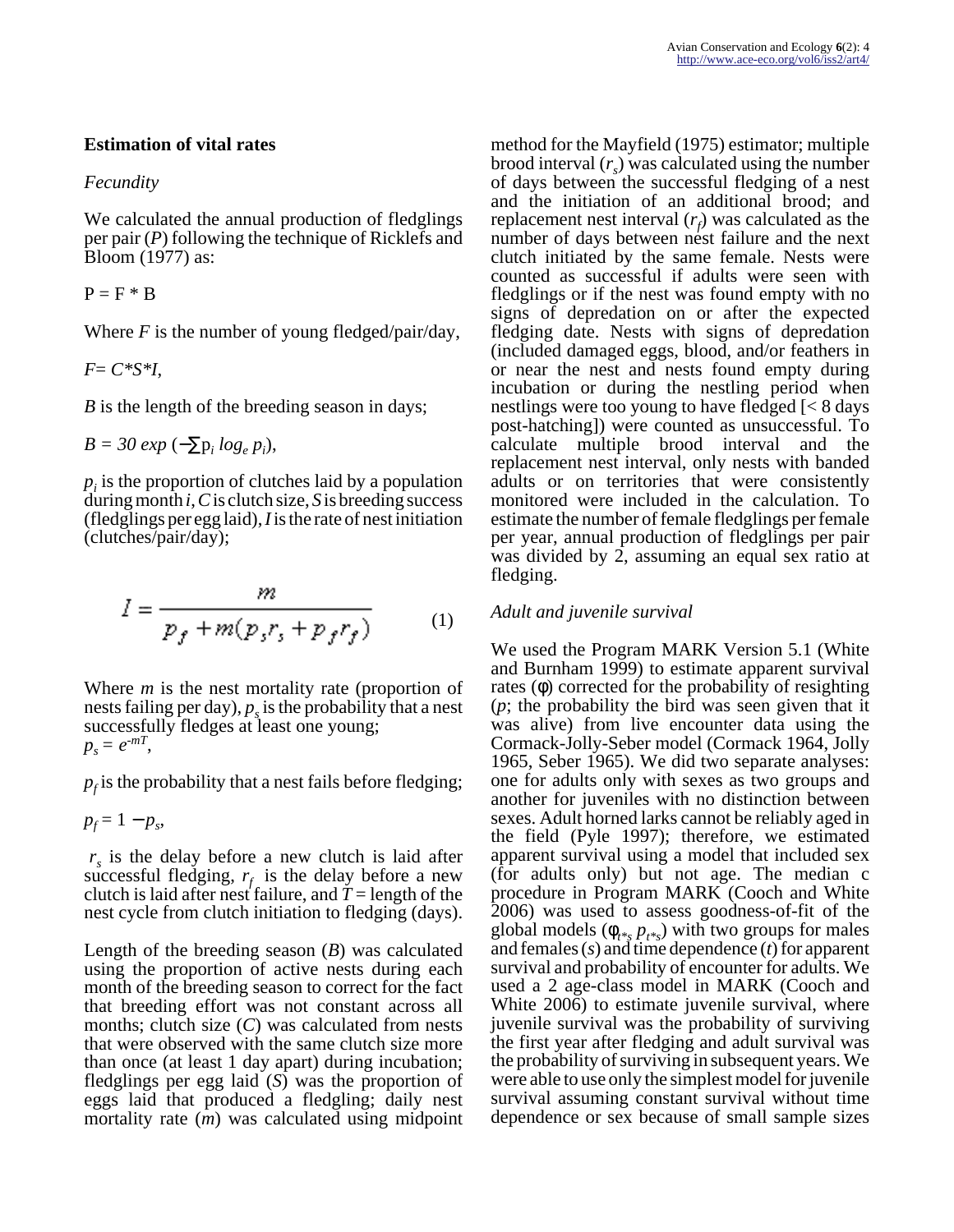### Estimation of vital rates

#### *Fecundity*

We calculated the annual production of fledglings per pair ($P$) following the technique of Ricklefs and Bloom (1977) as:

$P = F * B$

Where $F$ is the number of young fledged/pair/day,

$F = C*S*I$,

$B$ is the length of the breeding season in days;

$B = 30 \exp(-\sum p_i \log_e p_i)$,

$p_i$ is the proportion of clutches laid by a population during month $i$, $C$ is clutch size, $S$ is breeding success (fledglings per egg laid), $I$ is the rate of nest initiation (clutches/pair/day);

$$I = \frac{m}{p_f + m(p_s r_s + p_f r_f)} \quad (1)$$

Where $m$ is the nest mortality rate (proportion of nests failing per day), $p_s$ is the probability that a nest successfully fledges at least one young;
$p_s = e^{-mT}$,

$p_f$ is the probability that a nest fails before fledging;

$p_f = 1 - p_s$,

$r_s$ is the delay before a new clutch is laid after successful fledging, $r_f$ is the delay before a new clutch is laid after nest failure, and $T$ = length of the nest cycle from clutch initiation to fledging (days).

Length of the breeding season ($B$) was calculated using the proportion of active nests during each month of the breeding season to correct for the fact that breeding effort was not constant across all months; clutch size ($C$) was calculated from nests that were observed with the same clutch size more than once (at least 1 day apart) during incubation; fledglings per egg laid ($S$) was the proportion of eggs laid that produced a fledgling; daily nest mortality rate ($m$) was calculated using midpoint method for the Mayfield (1975) estimator; multiple brood interval ($r_s$) was calculated using the number of days between the successful fledging of a nest and the initiation of an additional brood; and replacement nest interval ($r_f$) was calculated as the number of days between nest failure and the next clutch initiated by the same female. Nests were counted as successful if adults were seen with fledglings or if the nest was found empty with no signs of depredation on or after the expected fledging date. Nests with signs of depredation (included damaged eggs, blood, and/or feathers in or near the nest and nests found empty during incubation or during the nestling period when nestlings were too young to have fledged [< 8 days post-hatching]) were counted as unsuccessful. To calculate multiple brood interval and the replacement nest interval, only nests with banded adults or on territories that were consistently monitored were included in the calculation. To estimate the number of female fledglings per female per year, annual production of fledglings per pair was divided by 2, assuming an equal sex ratio at fledging.

#### *Adult and juvenile survival*

We used the Program MARK Version 5.1 (White and Burnham 1999) to estimate apparent survival rates ($\phi$) corrected for the probability of resighting ($p$; the probability the bird was seen given that it was alive) from live encounter data using the Cormack-Jolly-Seber model (Cormack 1964, Jolly 1965, Seber 1965). We did two separate analyses: one for adults only with sexes as two groups and another for juveniles with no distinction between sexes. Adult horned larks cannot be reliably aged in the field (Pyle 1997); therefore, we estimated apparent survival using a model that included sex (for adults only) but not age. The median c procedure in Program MARK (Cooch and White 2006) was used to assess goodness-of-fit of the global models ($\phi_{t*s}\ p_{t*s}$) with two groups for males and females ($s$) and time dependence ($t$) for apparent survival and probability of encounter for adults. We used a 2 age-class model in MARK (Cooch and White 2006) to estimate juvenile survival, where juvenile survival was the probability of surviving the first year after fledging and adult survival was the probability of surviving in subsequent years. We were able to use only the simplest model for juvenile survival assuming constant survival without time dependence or sex because of small sample sizes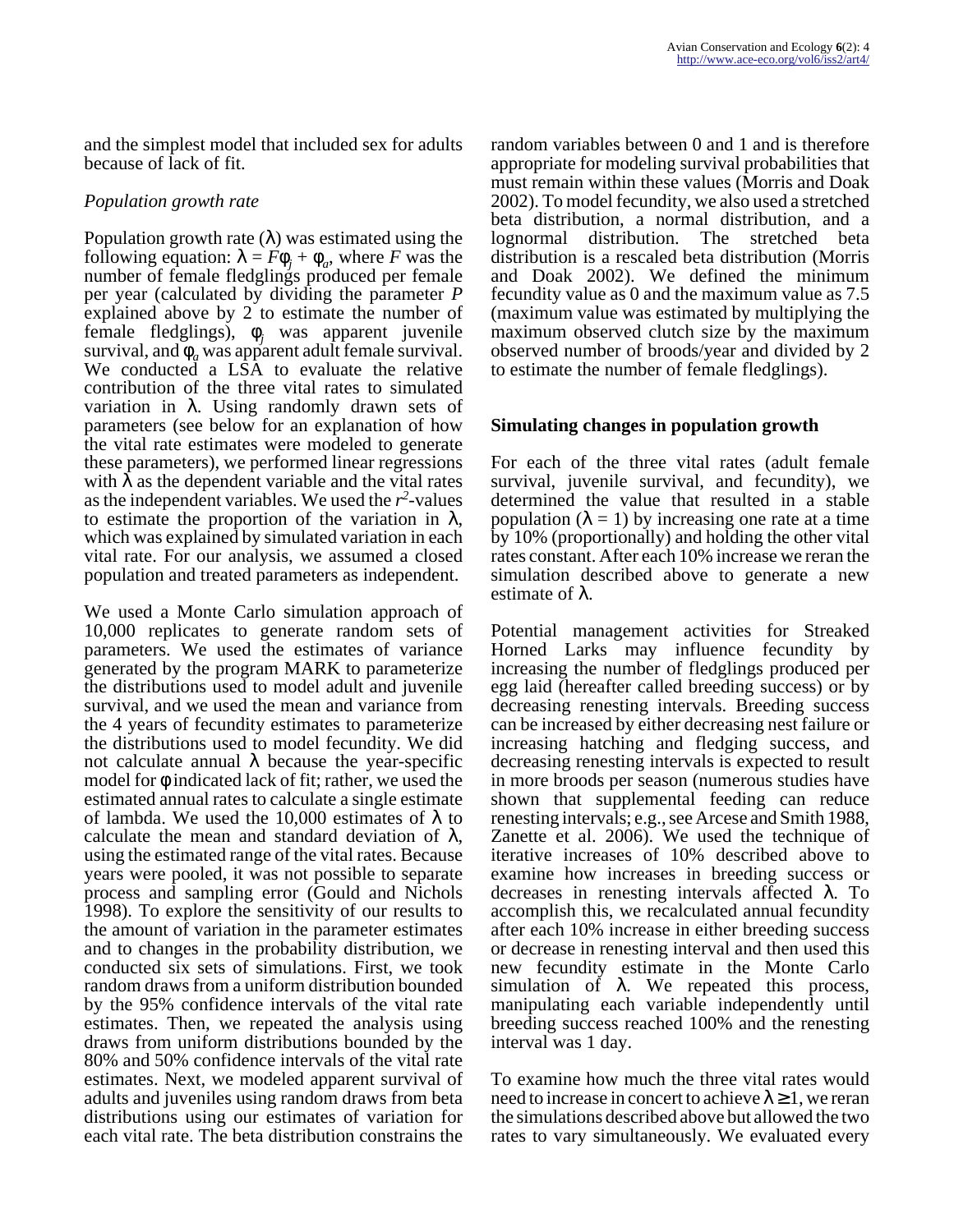and the simplest model that included sex for adults because of lack of fit.

### *Population growth rate*

Population growth rate ($\lambda$) was estimated using the following equation: $\lambda = F\phi_j + \phi_a$, where $F$ was the number of female fledglings produced per female per year (calculated by dividing the parameter $P$ explained above by 2 to estimate the number of female fledglings), $\phi_j$ was apparent juvenile survival, and $\phi_a$ was apparent adult female survival. We conducted a LSA to evaluate the relative contribution of the three vital rates to simulated variation in $\lambda$. Using randomly drawn sets of parameters (see below for an explanation of how the vital rate estimates were modeled to generate these parameters), we performed linear regressions with $\lambda$ as the dependent variable and the vital rates as the independent variables. We used the $r^2$-values to estimate the proportion of the variation in $\lambda$, which was explained by simulated variation in each vital rate. For our analysis, we assumed a closed population and treated parameters as independent.

We used a Monte Carlo simulation approach of 10,000 replicates to generate random sets of parameters. We used the estimates of variance generated by the program MARK to parameterize the distributions used to model adult and juvenile survival, and we used the mean and variance from the 4 years of fecundity estimates to parameterize the distributions used to model fecundity. We did not calculate annual $\lambda$ because the year-specific model for $\phi$ indicated lack of fit; rather, we used the estimated annual rates to calculate a single estimate of lambda. We used the 10,000 estimates of $\lambda$ to calculate the mean and standard deviation of $\lambda$, using the estimated range of the vital rates. Because years were pooled, it was not possible to separate process and sampling error (Gould and Nichols 1998). To explore the sensitivity of our results to the amount of variation in the parameter estimates and to changes in the probability distribution, we conducted six sets of simulations. First, we took random draws from a uniform distribution bounded by the 95% confidence intervals of the vital rate estimates. Then, we repeated the analysis using draws from uniform distributions bounded by the 80% and 50% confidence intervals of the vital rate estimates. Next, we modeled apparent survival of adults and juveniles using random draws from beta distributions using our estimates of variation for each vital rate. The beta distribution constrains the random variables between 0 and 1 and is therefore appropriate for modeling survival probabilities that must remain within these values (Morris and Doak 2002). To model fecundity, we also used a stretched beta distribution, a normal distribution, and a lognormal distribution. The stretched beta distribution is a rescaled beta distribution (Morris and Doak 2002). We defined the minimum fecundity value as 0 and the maximum value as 7.5 (maximum value was estimated by multiplying the maximum observed clutch size by the maximum observed number of broods/year and divided by 2 to estimate the number of female fledglings).

## Simulating changes in population growth

For each of the three vital rates (adult female survival, juvenile survival, and fecundity), we determined the value that resulted in a stable population ($\lambda = 1$) by increasing one rate at a time by 10% (proportionally) and holding the other vital rates constant. After each 10% increase we reran the simulation described above to generate a new estimate of $\lambda$.

Potential management activities for Streaked Horned Larks may influence fecundity by increasing the number of fledglings produced per egg laid (hereafter called breeding success) or by decreasing renesting intervals. Breeding success can be increased by either decreasing nest failure or increasing hatching and fledging success, and decreasing renesting intervals is expected to result in more broods per season (numerous studies have shown that supplemental feeding can reduce renesting intervals; e.g., see Arcese and Smith 1988, Zanette et al. 2006). We used the technique of iterative increases of 10% described above to examine how increases in breeding success or decreases in renesting intervals affected $\lambda$. To accomplish this, we recalculated annual fecundity after each 10% increase in either breeding success or decrease in renesting interval and then used this new fecundity estimate in the Monte Carlo simulation of $\lambda$. We repeated this process, manipulating each variable independently until breeding success reached 100% and the renesting interval was 1 day.

To examine how much the three vital rates would need to increase in concert to achieve $\lambda \geq 1$, we reran the simulations described above but allowed the two rates to vary simultaneously. We evaluated every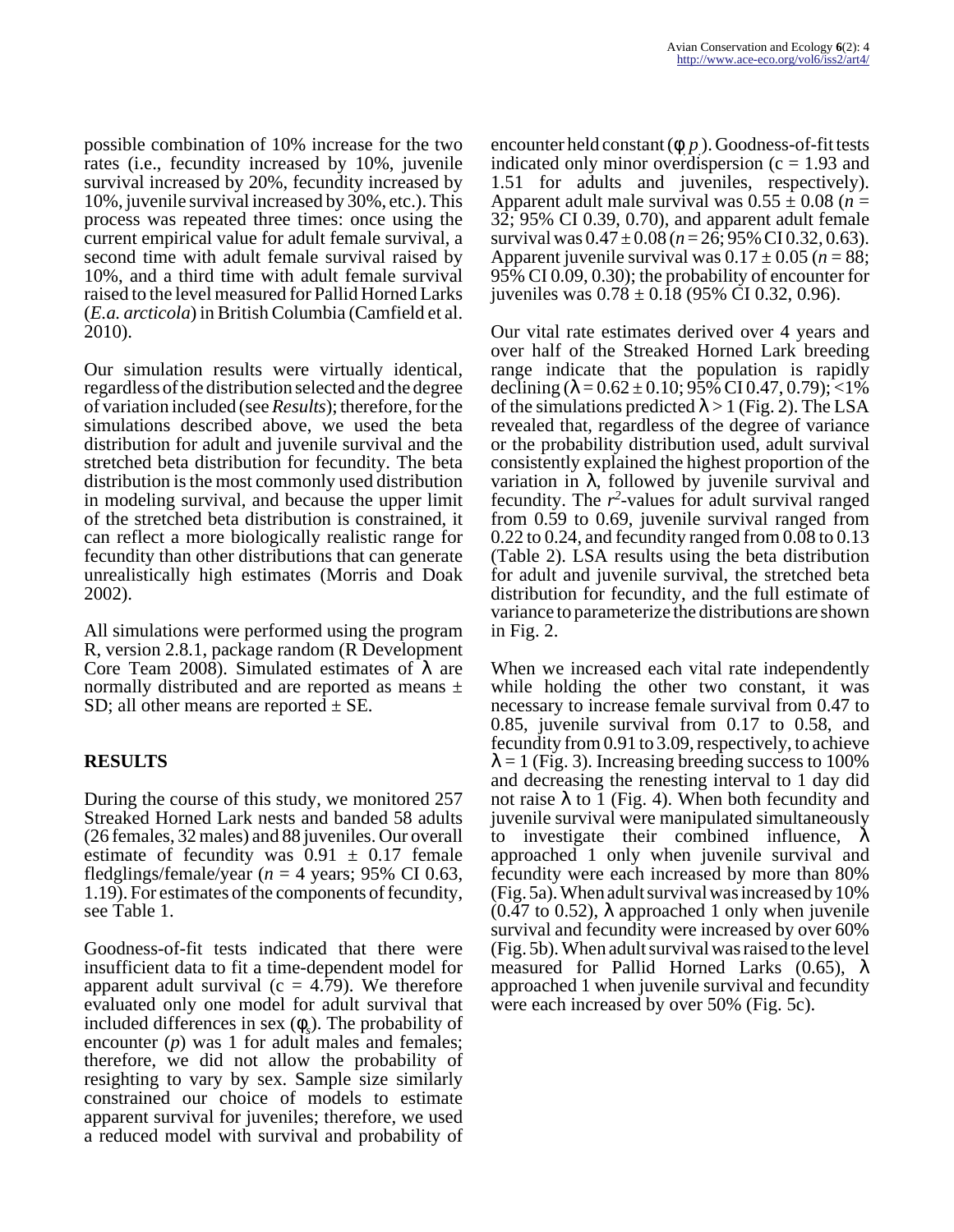possible combination of 10% increase for the two rates (i.e., fecundity increased by 10%, juvenile survival increased by 20%, fecundity increased by 10%, juvenile survival increased by 30%, etc.). This process was repeated three times: once using the current empirical value for adult female survival, a second time with adult female survival raised by 10%, and a third time with adult female survival raised to the level measured for Pallid Horned Larks (*E.a. arcticola*) in British Columbia (Camfield et al. 2010).

Our simulation results were virtually identical, regardless of the distribution selected and the degree of variation included (see *Results*); therefore, for the simulations described above, we used the beta distribution for adult and juvenile survival and the stretched beta distribution for fecundity. The beta distribution is the most commonly used distribution in modeling survival, and because the upper limit of the stretched beta distribution is constrained, it can reflect a more biologically realistic range for fecundity than other distributions that can generate unrealistically high estimates (Morris and Doak 2002).

All simulations were performed using the program R, version 2.8.1, package random (R Development Core Team 2008). Simulated estimates of $\lambda$ are normally distributed and are reported as means $\pm$ SD; all other means are reported $\pm$ SE.

## RESULTS

During the course of this study, we monitored 257 Streaked Horned Lark nests and banded 58 adults (26 females, 32 males) and 88 juveniles. Our overall estimate of fecundity was $0.91 \pm 0.17$ female fledglings/female/year ($n$ = 4 years; 95% CI 0.63, 1.19). For estimates of the components of fecundity, see Table 1.

Goodness-of-fit tests indicated that there were insufficient data to fit a time-dependent model for apparent adult survival (c = 4.79). We therefore evaluated only one model for adult survival that included differences in sex ($\phi_s$). The probability of encounter ($p$) was 1 for adult males and females; therefore, we did not allow the probability of resighting to vary by sex. Sample size similarly constrained our choice of models to estimate apparent survival for juveniles; therefore, we used a reduced model with survival and probability of encounter held constant ($\phi$ $p$). Goodness-of-fit tests indicated only minor overdispersion (c = 1.93 and 1.51 for adults and juveniles, respectively). Apparent adult male survival was $0.55 \pm 0.08$ ($n$ = 32; 95% CI 0.39, 0.70), and apparent adult female survival was $0.47 \pm 0.08$ ($n$ = 26; 95% CI 0.32, 0.63). Apparent juvenile survival was $0.17 \pm 0.05$ ($n$ = 88; 95% CI 0.09, 0.30); the probability of encounter for juveniles was $0.78 \pm 0.18$ (95% CI 0.32, 0.96).

Our vital rate estimates derived over 4 years and over half of the Streaked Horned Lark breeding range indicate that the population is rapidly declining ($\lambda = 0.62 \pm 0.10$; 95% CI 0.47, 0.79); <1% of the simulations predicted $\lambda > 1$ (Fig. 2). The LSA revealed that, regardless of the degree of variance or the probability distribution used, adult survival consistently explained the highest proportion of the variation in $\lambda$, followed by juvenile survival and fecundity. The $r^2$-values for adult survival ranged from 0.59 to 0.69, juvenile survival ranged from 0.22 to 0.24, and fecundity ranged from 0.08 to 0.13 (Table 2). LSA results using the beta distribution for adult and juvenile survival, the stretched beta distribution for fecundity, and the full estimate of variance to parameterize the distributions are shown in Fig. 2.

When we increased each vital rate independently while holding the other two constant, it was necessary to increase female survival from 0.47 to 0.85, juvenile survival from 0.17 to 0.58, and fecundity from 0.91 to 3.09, respectively, to achieve $\lambda = 1$ (Fig. 3). Increasing breeding success to 100% and decreasing the renesting interval to 1 day did not raise $\lambda$ to 1 (Fig. 4). When both fecundity and juvenile survival were manipulated simultaneously to investigate their combined influence, $\lambda$ approached 1 only when juvenile survival and fecundity were each increased by more than 80% (Fig. 5a). When adult survival was increased by 10% (0.47 to 0.52), $\lambda$ approached 1 only when juvenile survival and fecundity were increased by over 60% (Fig. 5b). When adult survival was raised to the level measured for Pallid Horned Larks (0.65), $\lambda$ approached 1 when juvenile survival and fecundity were each increased by over 50% (Fig. 5c).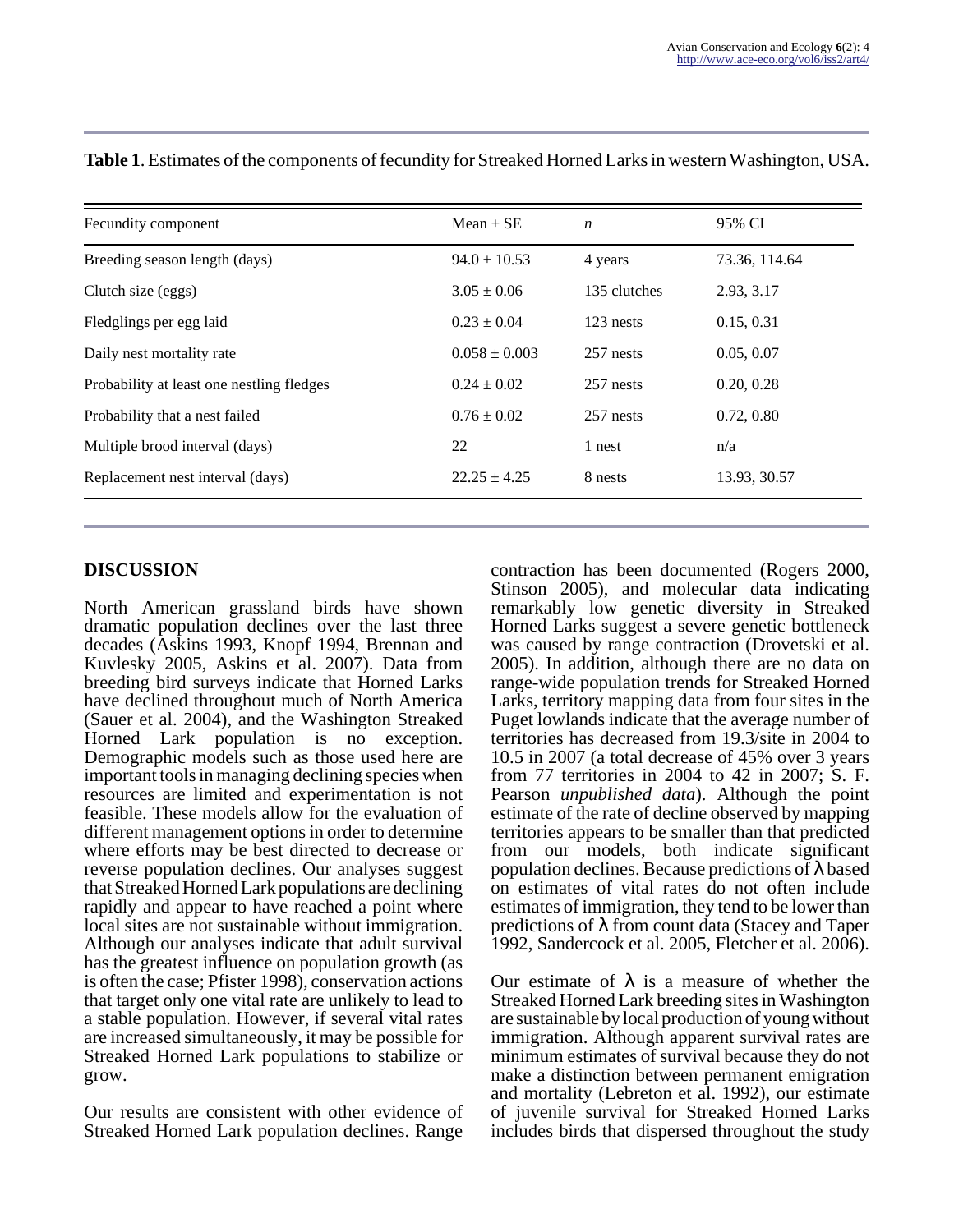**Table 1**. Estimates of the components of fecundity for Streaked Horned Larks in western Washington, USA.

| Fecundity component | Mean ± SE | *n* | 95% CI |
|---|---|---|---|
| Breeding season length (days) | 94.0 ± 10.53 | 4 years | 73.36, 114.64 |
| Clutch size (eggs) | 3.05 ± 0.06 | 135 clutches | 2.93, 3.17 |
| Fledglings per egg laid | 0.23 ± 0.04 | 123 nests | 0.15, 0.31 |
| Daily nest mortality rate | 0.058 ± 0.003 | 257 nests | 0.05, 0.07 |
| Probability at least one nestling fledges | 0.24 ± 0.02 | 257 nests | 0.20, 0.28 |
| Probability that a nest failed | 0.76 ± 0.02 | 257 nests | 0.72, 0.80 |
| Multiple brood interval (days) | 22 | 1 nest | n/a |
| Replacement nest interval (days) | 22.25 ± 4.25 | 8 nests | 13.93, 30.57 |

## DISCUSSION

North American grassland birds have shown dramatic population declines over the last three decades (Askins 1993, Knopf 1994, Brennan and Kuvlesky 2005, Askins et al. 2007). Data from breeding bird surveys indicate that Horned Larks have declined throughout much of North America (Sauer et al. 2004), and the Washington Streaked Horned Lark population is no exception. Demographic models such as those used here are important tools in managing declining species when resources are limited and experimentation is not feasible. These models allow for the evaluation of different management options in order to determine where efforts may be best directed to decrease or reverse population declines. Our analyses suggest that Streaked Horned Lark populations are declining rapidly and appear to have reached a point where local sites are not sustainable without immigration. Although our analyses indicate that adult survival has the greatest influence on population growth (as is often the case; Pfister 1998), conservation actions that target only one vital rate are unlikely to lead to a stable population. However, if several vital rates are increased simultaneously, it may be possible for Streaked Horned Lark populations to stabilize or grow.

Our results are consistent with other evidence of Streaked Horned Lark population declines. Range contraction has been documented (Rogers 2000, Stinson 2005), and molecular data indicating remarkably low genetic diversity in Streaked Horned Larks suggest a severe genetic bottleneck was caused by range contraction (Drovetski et al. 2005). In addition, although there are no data on range-wide population trends for Streaked Horned Larks, territory mapping data from four sites in the Puget lowlands indicate that the average number of territories has decreased from 19.3/site in 2004 to 10.5 in 2007 (a total decrease of 45% over 3 years from 77 territories in 2004 to 42 in 2007; S. F. Pearson *unpublished data*). Although the point estimate of the rate of decline observed by mapping territories appears to be smaller than that predicted from our models, both indicate significant population declines. Because predictions of $\lambda$ based on estimates of vital rates do not often include estimates of immigration, they tend to be lower than predictions of $\lambda$ from count data (Stacey and Taper 1992, Sandercock et al. 2005, Fletcher et al. 2006).

Our estimate of $\lambda$ is a measure of whether the Streaked Horned Lark breeding sites in Washington are sustainable by local production of young without immigration. Although apparent survival rates are minimum estimates of survival because they do not make a distinction between permanent emigration and mortality (Lebreton et al. 1992), our estimate of juvenile survival for Streaked Horned Larks includes birds that dispersed throughout the study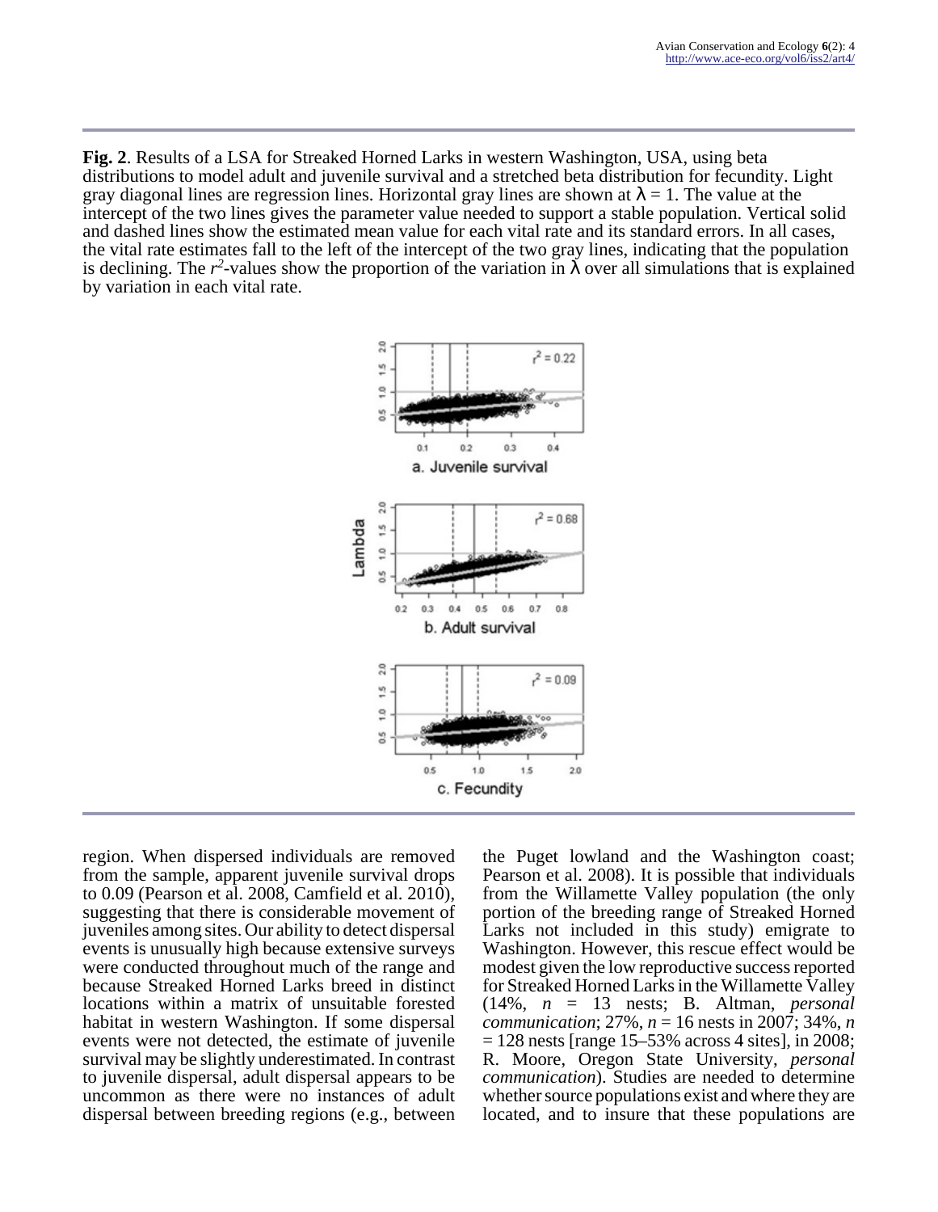**Fig. 2**. Results of a LSA for Streaked Horned Larks in western Washington, USA, using beta distributions to model adult and juvenile survival and a stretched beta distribution for fecundity. Light gray diagonal lines are regression lines. Horizontal gray lines are shown at $\lambda = 1$. The value at the intercept of the two lines gives the parameter value needed to support a stable population. Vertical solid and dashed lines show the estimated mean value for each vital rate and its standard errors. In all cases, the vital rate estimates fall to the left of the intercept of the two gray lines, indicating that the population is declining. The $r^2$-values show the proportion of the variation in $\lambda$ over all simulations that is explained by variation in each vital rate.

region. When dispersed individuals are removed from the sample, apparent juvenile survival drops to 0.09 (Pearson et al. 2008, Camfield et al. 2010), suggesting that there is considerable movement of juveniles among sites. Our ability to detect dispersal events is unusually high because extensive surveys were conducted throughout much of the range and because Streaked Horned Larks breed in distinct locations within a matrix of unsuitable forested habitat in western Washington. If some dispersal events were not detected, the estimate of juvenile survival may be slightly underestimated. In contrast to juvenile dispersal, adult dispersal appears to be uncommon as there were no instances of adult dispersal between breeding regions (e.g., between the Puget lowland and the Washington coast; Pearson et al. 2008). It is possible that individuals from the Willamette Valley population (the only portion of the breeding range of Streaked Horned Larks not included in this study) emigrate to Washington. However, this rescue effect would be modest given the low reproductive success reported for Streaked Horned Larks in the Willamette Valley (14%, *n* = 13 nests; B. Altman, *personal communication*; 27%, *n* = 16 nests in 2007; 34%, *n* = 128 nests [range 15–53% across 4 sites], in 2008; R. Moore, Oregon State University, *personal communication*). Studies are needed to determine whether source populations exist and where they are located, and to insure that these populations are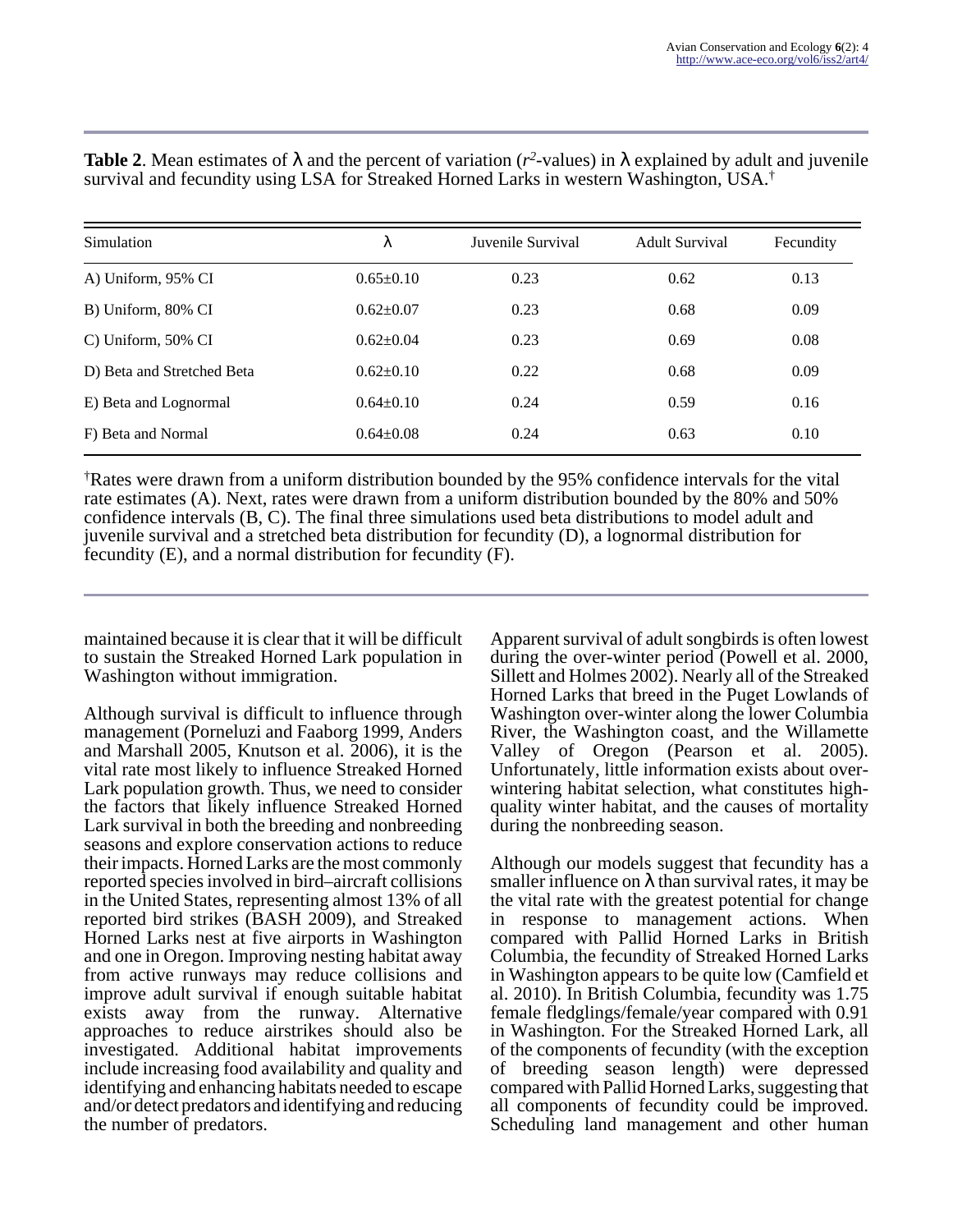**Table 2**. Mean estimates of λ and the percent of variation ($r^2$-values) in λ explained by adult and juvenile survival and fecundity using LSA for Streaked Horned Larks in western Washington, USA.[†]

| Simulation | λ | Juvenile Survival | Adult Survival | Fecundity |
|---|---|---|---|---|
| A) Uniform, 95% CI | 0.65±0.10 | 0.23 | 0.62 | 0.13 |
| B) Uniform, 80% CI | 0.62±0.07 | 0.23 | 0.68 | 0.09 |
| C) Uniform, 50% CI | 0.62±0.04 | 0.23 | 0.69 | 0.08 |
| D) Beta and Stretched Beta | 0.62±0.10 | 0.22 | 0.68 | 0.09 |
| E) Beta and Lognormal | 0.64±0.10 | 0.24 | 0.59 | 0.16 |
| F) Beta and Normal | 0.64±0.08 | 0.24 | 0.63 | 0.10 |

[†]Rates were drawn from a uniform distribution bounded by the 95% confidence intervals for the vital rate estimates (A). Next, rates were drawn from a uniform distribution bounded by the 80% and 50% confidence intervals (B, C). The final three simulations used beta distributions to model adult and juvenile survival and a stretched beta distribution for fecundity (D), a lognormal distribution for fecundity (E), and a normal distribution for fecundity (F).

maintained because it is clear that it will be difficult to sustain the Streaked Horned Lark population in Washington without immigration.

Although survival is difficult to influence through management (Porneluzi and Faaborg 1999, Anders and Marshall 2005, Knutson et al. 2006), it is the vital rate most likely to influence Streaked Horned Lark population growth. Thus, we need to consider the factors that likely influence Streaked Horned Lark survival in both the breeding and nonbreeding seasons and explore conservation actions to reduce their impacts. Horned Larks are the most commonly reported species involved in bird–aircraft collisions in the United States, representing almost 13% of all reported bird strikes (BASH 2009), and Streaked Horned Larks nest at five airports in Washington and one in Oregon. Improving nesting habitat away from active runways may reduce collisions and improve adult survival if enough suitable habitat exists away from the runway. Alternative approaches to reduce airstrikes should also be investigated. Additional habitat improvements include increasing food availability and quality and identifying and enhancing habitats needed to escape and/or detect predators and identifying and reducing the number of predators.

Apparent survival of adult songbirds is often lowest during the over-winter period (Powell et al. 2000, Sillett and Holmes 2002). Nearly all of the Streaked Horned Larks that breed in the Puget Lowlands of Washington over-winter along the lower Columbia River, the Washington coast, and the Willamette Valley of Oregon (Pearson et al. 2005). Unfortunately, little information exists about over-wintering habitat selection, what constitutes high-quality winter habitat, and the causes of mortality during the nonbreeding season.

Although our models suggest that fecundity has a smaller influence on λ than survival rates, it may be the vital rate with the greatest potential for change in response to management actions. When compared with Pallid Horned Larks in British Columbia, the fecundity of Streaked Horned Larks in Washington appears to be quite low (Camfield et al. 2010). In British Columbia, fecundity was 1.75 female fledglings/female/year compared with 0.91 in Washington. For the Streaked Horned Lark, all of the components of fecundity (with the exception of breeding season length) were depressed compared with Pallid Horned Larks, suggesting that all components of fecundity could be improved. Scheduling land management and other human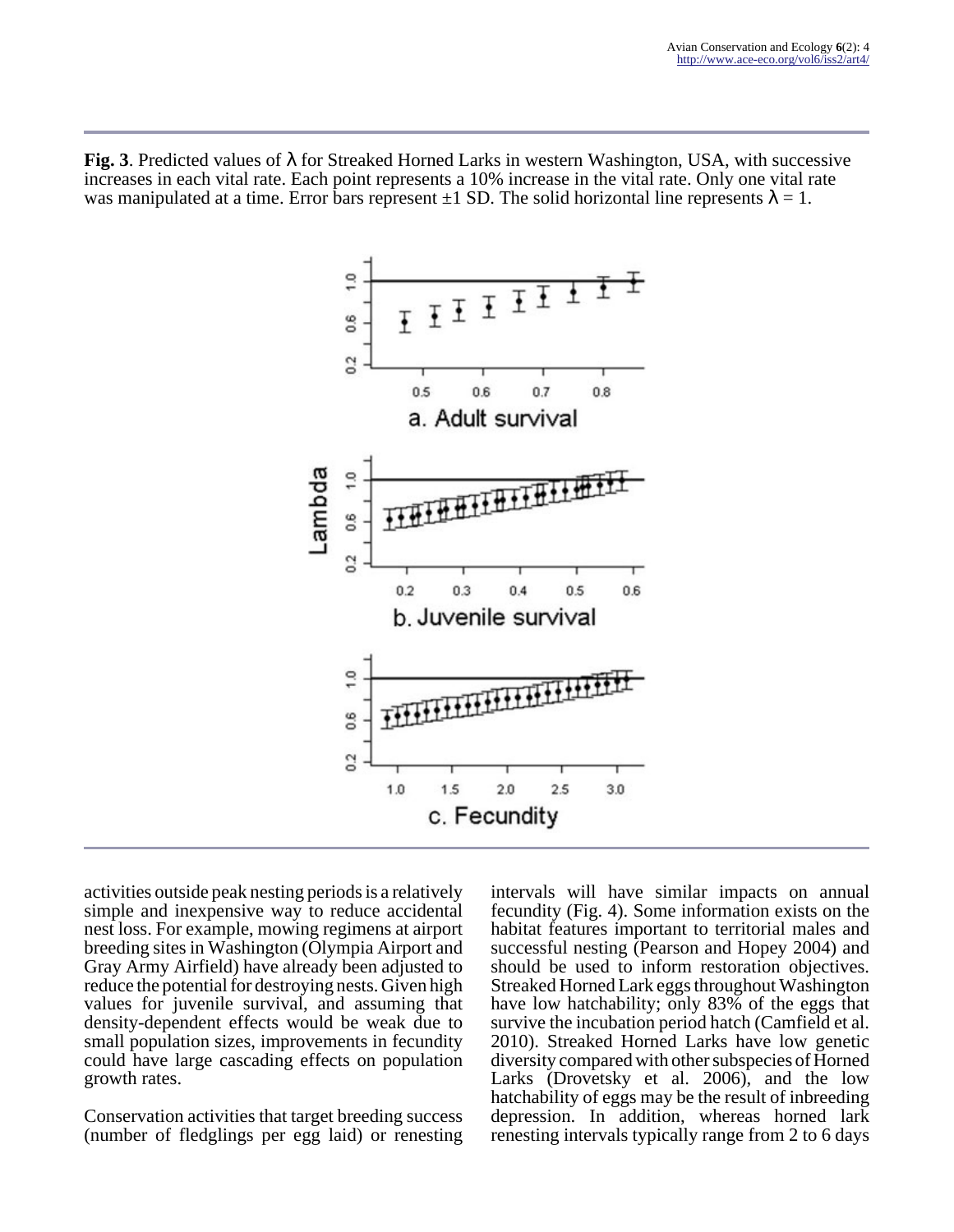**Fig. 3**. Predicted values of λ for Streaked Horned Larks in western Washington, USA, with successive increases in each vital rate. Each point represents a 10% increase in the vital rate. Only one vital rate was manipulated at a time. Error bars represent ±1 SD. The solid horizontal line represents λ = 1.

activities outside peak nesting periods is a relatively simple and inexpensive way to reduce accidental nest loss. For example, mowing regimens at airport breeding sites in Washington (Olympia Airport and Gray Army Airfield) have already been adjusted to reduce the potential for destroying nests. Given high values for juvenile survival, and assuming that density-dependent effects would be weak due to small population sizes, improvements in fecundity could have large cascading effects on population growth rates.

Conservation activities that target breeding success (number of fledglings per egg laid) or renesting intervals will have similar impacts on annual fecundity (Fig. 4). Some information exists on the habitat features important to territorial males and successful nesting (Pearson and Hopey 2004) and should be used to inform restoration objectives. Streaked Horned Lark eggs throughout Washington have low hatchability; only 83% of the eggs that survive the incubation period hatch (Camfield et al. 2010). Streaked Horned Larks have low genetic diversity compared with other subspecies of Horned Larks (Drovetsky et al. 2006), and the low hatchability of eggs may be the result of inbreeding depression. In addition, whereas horned lark renesting intervals typically range from 2 to 6 days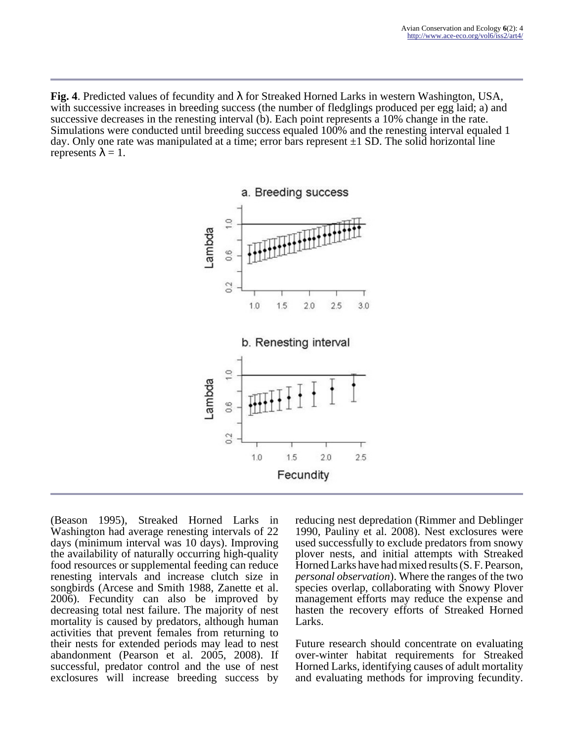**Fig. 4**. Predicted values of fecundity and λ for Streaked Horned Larks in western Washington, USA, with successive increases in breeding success (the number of fledglings produced per egg laid; a) and successive decreases in the renesting interval (b). Each point represents a 10% change in the rate. Simulations were conducted until breeding success equaled 100% and the renesting interval equaled 1 day. Only one rate was manipulated at a time; error bars represent ±1 SD. The solid horizontal line represents λ = 1.

(Beason 1995), Streaked Horned Larks in Washington had average renesting intervals of 22 days (minimum interval was 10 days). Improving the availability of naturally occurring high-quality food resources or supplemental feeding can reduce renesting intervals and increase clutch size in songbirds (Arcese and Smith 1988, Zanette et al. 2006). Fecundity can also be improved by decreasing total nest failure. The majority of nest mortality is caused by predators, although human activities that prevent females from returning to their nests for extended periods may lead to nest abandonment (Pearson et al. 2005, 2008). If successful, predator control and the use of nest exclosures will increase breeding success by reducing nest depredation (Rimmer and Deblinger 1990, Pauliny et al. 2008). Nest exclosures were used successfully to exclude predators from snowy plover nests, and initial attempts with Streaked Horned Larks have had mixed results (S. F. Pearson, *personal observation*). Where the ranges of the two species overlap, collaborating with Snowy Plover management efforts may reduce the expense and hasten the recovery efforts of Streaked Horned Larks.

Future research should concentrate on evaluating over-winter habitat requirements for Streaked Horned Larks, identifying causes of adult mortality and evaluating methods for improving fecundity.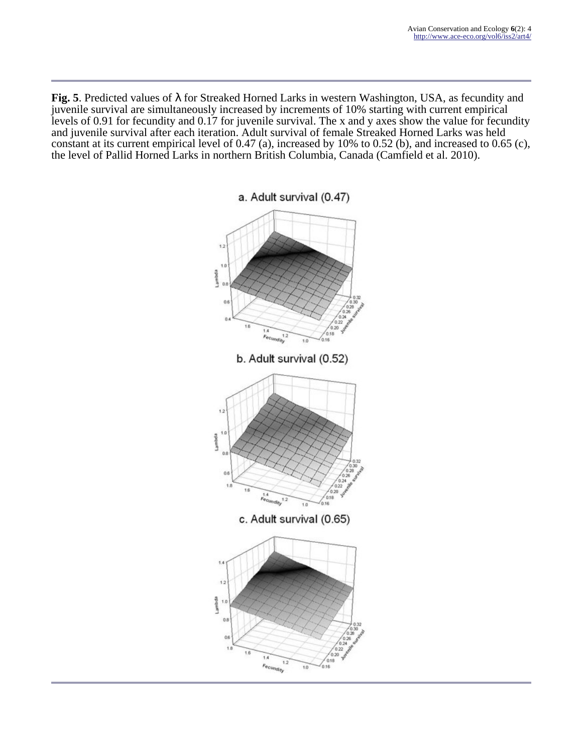**Fig. 5**. Predicted values of λ for Streaked Horned Larks in western Washington, USA, as fecundity and juvenile survival are simultaneously increased by increments of 10% starting with current empirical levels of 0.91 for fecundity and 0.17 for juvenile survival. The x and y axes show the value for fecundity and juvenile survival after each iteration. Adult survival of female Streaked Horned Larks was held constant at its current empirical level of 0.47 (a), increased by 10% to 0.52 (b), and increased to 0.65 (c), the level of Pallid Horned Larks in northern British Columbia, Canada (Camfield et al. 2010).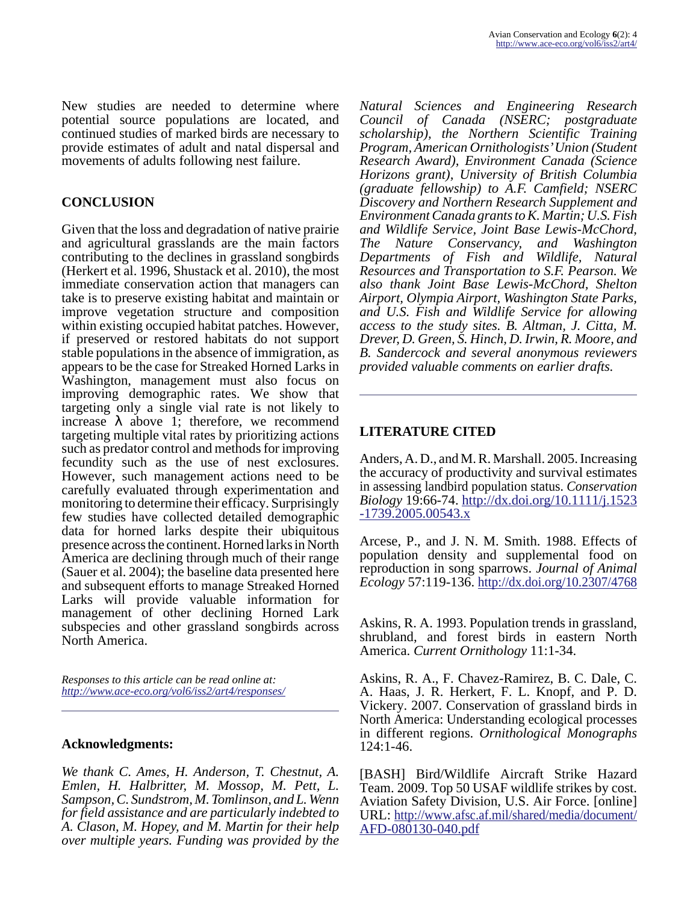New studies are needed to determine where potential source populations are located, and continued studies of marked birds are necessary to provide estimates of adult and natal dispersal and movements of adults following nest failure.

## CONCLUSION

Given that the loss and degradation of native prairie and agricultural grasslands are the main factors contributing to the declines in grassland songbirds (Herkert et al. 1996, Shustack et al. 2010), the most immediate conservation action that managers can take is to preserve existing habitat and maintain or improve vegetation structure and composition within existing occupied habitat patches. However, if preserved or restored habitats do not support stable populations in the absence of immigration, as appears to be the case for Streaked Horned Larks in Washington, management must also focus on improving demographic rates. We show that targeting only a single vial rate is not likely to increase $\lambda$ above 1; therefore, we recommend targeting multiple vital rates by prioritizing actions such as predator control and methods for improving fecundity such as the use of nest exclosures. However, such management actions need to be carefully evaluated through experimentation and monitoring to determine their efficacy. Surprisingly few studies have collected detailed demographic data for horned larks despite their ubiquitous presence across the continent. Horned larks in North America are declining through much of their range (Sauer et al. 2004); the baseline data presented here and subsequent efforts to manage Streaked Horned Larks will provide valuable information for management of other declining Horned Lark subspecies and other grassland songbirds across North America.

*Responses to this article can be read online at:*
*http://www.ace-eco.org/vol6/iss2/art4/responses/*

## Acknowledgments:

*We thank C. Ames, H. Anderson, T. Chestnut, A. Emlen, H. Halbritter, M. Mossop, M. Pett, L. Sampson, C. Sundstrom, M. Tomlinson, and L. Wenn for field assistance and are particularly indebted to A. Clason, M. Hopey, and M. Martin for their help over multiple years. Funding was provided by the Natural Sciences and Engineering Research Council of Canada (NSERC; postgraduate scholarship), the Northern Scientific Training Program, American Ornithologists' Union (Student Research Award), Environment Canada (Science Horizons grant), University of British Columbia (graduate fellowship) to A.F. Camfield; NSERC Discovery and Northern Research Supplement and Environment Canada grants to K. Martin; U.S. Fish and Wildlife Service, Joint Base Lewis-McChord, The Nature Conservancy, and Washington Departments of Fish and Wildlife, Natural Resources and Transportation to S.F. Pearson. We also thank Joint Base Lewis-McChord, Shelton Airport, Olympia Airport, Washington State Parks, and U.S. Fish and Wildlife Service for allowing access to the study sites. B. Altman, J. Citta, M. Drever, D. Green, S. Hinch, D. Irwin, R. Moore, and B. Sandercock and several anonymous reviewers provided valuable comments on earlier drafts.*

## LITERATURE CITED

Anders, A. D., and M. R. Marshall. 2005. Increasing the accuracy of productivity and survival estimates in assessing landbird population status. *Conservation Biology* 19:66-74. http://dx.doi.org/10.1111/j.1523-1739.2005.00543.x

Arcese, P., and J. N. M. Smith. 1988. Effects of population density and supplemental food on reproduction in song sparrows. *Journal of Animal Ecology* 57:119-136. http://dx.doi.org/10.2307/4768

Askins, R. A. 1993. Population trends in grassland, shrubland, and forest birds in eastern North America. *Current Ornithology* 11:1-34.

Askins, R. A., F. Chavez-Ramirez, B. C. Dale, C. A. Haas, J. R. Herkert, F. L. Knopf, and P. D. Vickery. 2007. Conservation of grassland birds in North America: Understanding ecological processes in different regions. *Ornithological Monographs* 124:1-46.

[BASH] Bird/Wildlife Aircraft Strike Hazard Team. 2009. Top 50 USAF wildlife strikes by cost. Aviation Safety Division, U.S. Air Force. [online] URL: http://www.afsc.af.mil/shared/media/document/AFD-080130-040.pdf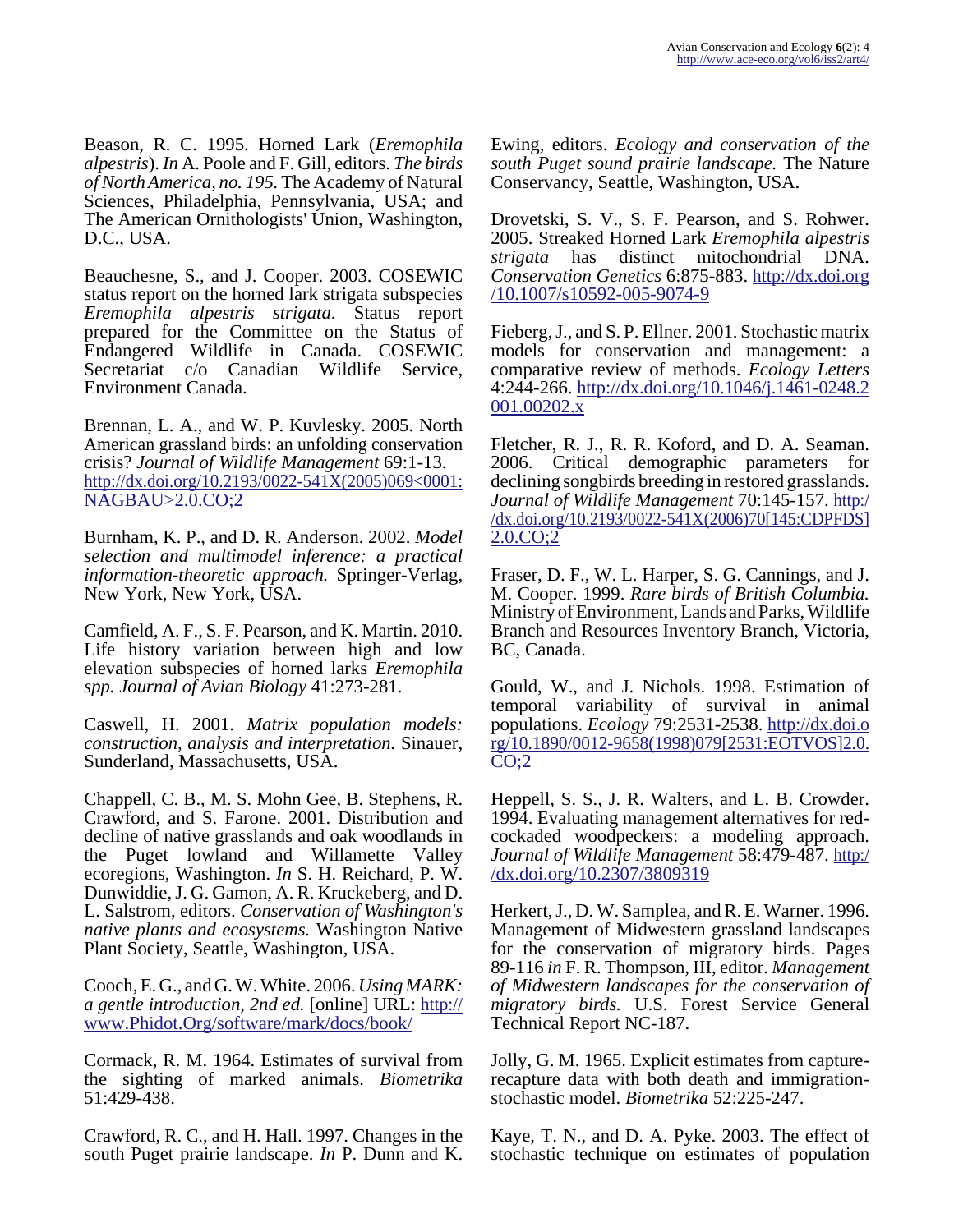Beason, R. C. 1995. Horned Lark (*Eremophila alpestris*). *In* A. Poole and F. Gill, editors. *The birds of North America, no. 195.* The Academy of Natural Sciences, Philadelphia, Pennsylvania, USA; and The American Ornithologists' Union, Washington, D.C., USA.

Beauchesne, S., and J. Cooper. 2003. COSEWIC status report on the horned lark strigata subspecies *Eremophila alpestris strigata*. Status report prepared for the Committee on the Status of Endangered Wildlife in Canada. COSEWIC Secretariat c/o Canadian Wildlife Service, Environment Canada.

Brennan, L. A., and W. P. Kuvlesky. 2005. North American grassland birds: an unfolding conservation crisis? *Journal of Wildlife Management* 69:1-13. http://dx.doi.org/10.2193/0022-541X(2005)069<0001:NAGBAU>2.0.CO;2

Burnham, K. P., and D. R. Anderson. 2002. *Model selection and multimodel inference: a practical information-theoretic approach.* Springer-Verlag, New York, New York, USA.

Camfield, A. F., S. F. Pearson, and K. Martin. 2010. Life history variation between high and low elevation subspecies of horned larks *Eremophila spp. Journal of Avian Biology* 41:273-281.

Caswell, H. 2001. *Matrix population models: construction, analysis and interpretation.* Sinauer, Sunderland, Massachusetts, USA.

Chappell, C. B., M. S. Mohn Gee, B. Stephens, R. Crawford, and S. Farone. 2001. Distribution and decline of native grasslands and oak woodlands in the Puget lowland and Willamette Valley ecoregions, Washington. *In* S. H. Reichard, P. W. Dunwiddie, J. G. Gamon, A. R. Kruckeberg, and D. L. Salstrom, editors. *Conservation of Washington's native plants and ecosystems.* Washington Native Plant Society, Seattle, Washington, USA.

Cooch, E. G., and G. W. White. 2006. *Using MARK: a gentle introduction, 2nd ed.* [online] URL: http://www.Phidot.Org/software/mark/docs/book/

Cormack, R. M. 1964. Estimates of survival from the sighting of marked animals. *Biometrika* 51:429-438.

Crawford, R. C., and H. Hall. 1997. Changes in the south Puget prairie landscape. *In* P. Dunn and K. Ewing, editors. *Ecology and conservation of the south Puget sound prairie landscape.* The Nature Conservancy, Seattle, Washington, USA.

Drovetski, S. V., S. F. Pearson, and S. Rohwer. 2005. Streaked Horned Lark *Eremophila alpestris strigata* has distinct mitochondrial DNA. *Conservation Genetics* 6:875-883. http://dx.doi.org/10.1007/s10592-005-9074-9

Fieberg, J., and S. P. Ellner. 2001. Stochastic matrix models for conservation and management: a comparative review of methods. *Ecology Letters* 4:244-266. http://dx.doi.org/10.1046/j.1461-0248.2001.00202.x

Fletcher, R. J., R. R. Koford, and D. A. Seaman. 2006. Critical demographic parameters for declining songbirds breeding in restored grasslands. *Journal of Wildlife Management* 70:145-157. http://dx.doi.org/10.2193/0022-541X(2006)70[145:CDPFDS]2.0.CO;2

Fraser, D. F., W. L. Harper, S. G. Cannings, and J. M. Cooper. 1999. *Rare birds of British Columbia.* Ministry of Environment, Lands and Parks, Wildlife Branch and Resources Inventory Branch, Victoria, BC, Canada.

Gould, W., and J. Nichols. 1998. Estimation of temporal variability of survival in animal populations. *Ecology* 79:2531-2538. http://dx.doi.org/10.1890/0012-9658(1998)079[2531:EOTVOS]2.0.CO;2

Heppell, S. S., J. R. Walters, and L. B. Crowder. 1994. Evaluating management alternatives for red-cockaded woodpeckers: a modeling approach. *Journal of Wildlife Management* 58:479-487. http://dx.doi.org/10.2307/3809319

Herkert, J., D. W. Samplea, and R. E. Warner. 1996. Management of Midwestern grassland landscapes for the conservation of migratory birds. Pages 89-116 *in* F. R. Thompson, III, editor. *Management of Midwestern landscapes for the conservation of migratory birds.* U.S. Forest Service General Technical Report NC-187.

Jolly, G. M. 1965. Explicit estimates from capture-recapture data with both death and immigration-stochastic model. *Biometrika* 52:225-247.

Kaye, T. N., and D. A. Pyke. 2003. The effect of stochastic technique on estimates of population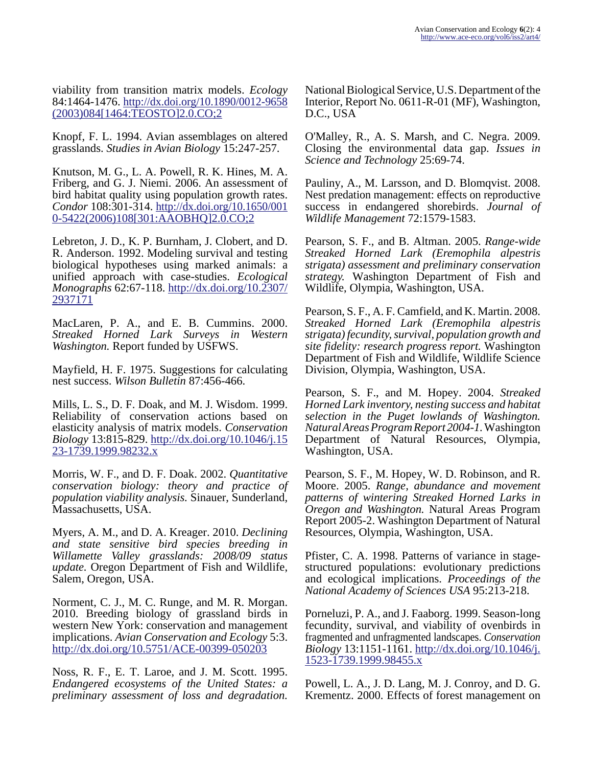viability from transition matrix models. *Ecology* 84:1464-1476. http://dx.doi.org/10.1890/0012-9658(2003)084[1464:TEOSTO]2.0.CO;2

Knopf, F. L. 1994. Avian assemblages on altered grasslands. *Studies in Avian Biology* 15:247-257.

Knutson, M. G., L. A. Powell, R. K. Hines, M. A. Friberg, and G. J. Niemi. 2006. An assessment of bird habitat quality using population growth rates. *Condor* 108:301-314. http://dx.doi.org/10.1650/0010-5422(2006)108[301:AAOBHQ]2.0.CO;2

Lebreton, J. D., K. P. Burnham, J. Clobert, and D. R. Anderson. 1992. Modeling survival and testing biological hypotheses using marked animals: a unified approach with case-studies. *Ecological Monographs* 62:67-118. http://dx.doi.org/10.2307/2937171

MacLaren, P. A., and E. B. Cummins. 2000. *Streaked Horned Lark Surveys in Western Washington.* Report funded by USFWS.

Mayfield, H. F. 1975. Suggestions for calculating nest success. *Wilson Bulletin* 87:456-466.

Mills, L. S., D. F. Doak, and M. J. Wisdom. 1999. Reliability of conservation actions based on elasticity analysis of matrix models. *Conservation Biology* 13:815-829. http://dx.doi.org/10.1046/j.1523-1739.1999.98232.x

Morris, W. F., and D. F. Doak. 2002. *Quantitative conservation biology: theory and practice of population viability analysis.* Sinauer, Sunderland, Massachusetts, USA.

Myers, A. M., and D. A. Kreager. 2010. *Declining and state sensitive bird species breeding in Willamette Valley grasslands: 2008/09 status update.* Oregon Department of Fish and Wildlife, Salem, Oregon, USA.

Norment, C. J., M. C. Runge, and M. R. Morgan. 2010. Breeding biology of grassland birds in western New York: conservation and management implications. *Avian Conservation and Ecology* 5:3. http://dx.doi.org/10.5751/ACE-00399-050203

Noss, R. F., E. T. Laroe, and J. M. Scott. 1995. *Endangered ecosystems of the United States: a preliminary assessment of loss and degradation.* National Biological Service, U.S. Department of the Interior, Report No. 0611-R-01 (MF), Washington, D.C., USA

O'Malley, R., A. S. Marsh, and C. Negra. 2009. Closing the environmental data gap. *Issues in Science and Technology* 25:69-74.

Pauliny, A., M. Larsson, and D. Blomqvist. 2008. Nest predation management: effects on reproductive success in endangered shorebirds. *Journal of Wildlife Management* 72:1579-1583.

Pearson, S. F., and B. Altman. 2005. *Range-wide Streaked Horned Lark (Eremophila alpestris strigata) assessment and preliminary conservation strategy.* Washington Department of Fish and Wildlife, Olympia, Washington, USA.

Pearson, S. F., A. F. Camfield, and K. Martin. 2008. *Streaked Horned Lark (Eremophila alpestris strigata) fecundity, survival, population growth and site fidelity: research progress report.* Washington Department of Fish and Wildlife, Wildlife Science Division, Olympia, Washington, USA.

Pearson, S. F., and M. Hopey. 2004. *Streaked Horned Lark inventory, nesting success and habitat selection in the Puget lowlands of Washington. Natural Areas Program Report 2004-1.* Washington Department of Natural Resources, Olympia, Washington, USA.

Pearson, S. F., M. Hopey, W. D. Robinson, and R. Moore. 2005. *Range, abundance and movement patterns of wintering Streaked Horned Larks in Oregon and Washington.* Natural Areas Program Report 2005-2. Washington Department of Natural Resources, Olympia, Washington, USA.

Pfister, C. A. 1998. Patterns of variance in stage-structured populations: evolutionary predictions and ecological implications. *Proceedings of the National Academy of Sciences USA* 95:213-218.

Porneluzi, P. A., and J. Faaborg. 1999. Season-long fecundity, survival, and viability of ovenbirds in fragmented and unfragmented landscapes. *Conservation Biology* 13:1151-1161. http://dx.doi.org/10.1046/j.1523-1739.1999.98455.x

Powell, L. A., J. D. Lang, M. J. Conroy, and D. G. Krementz. 2000. Effects of forest management on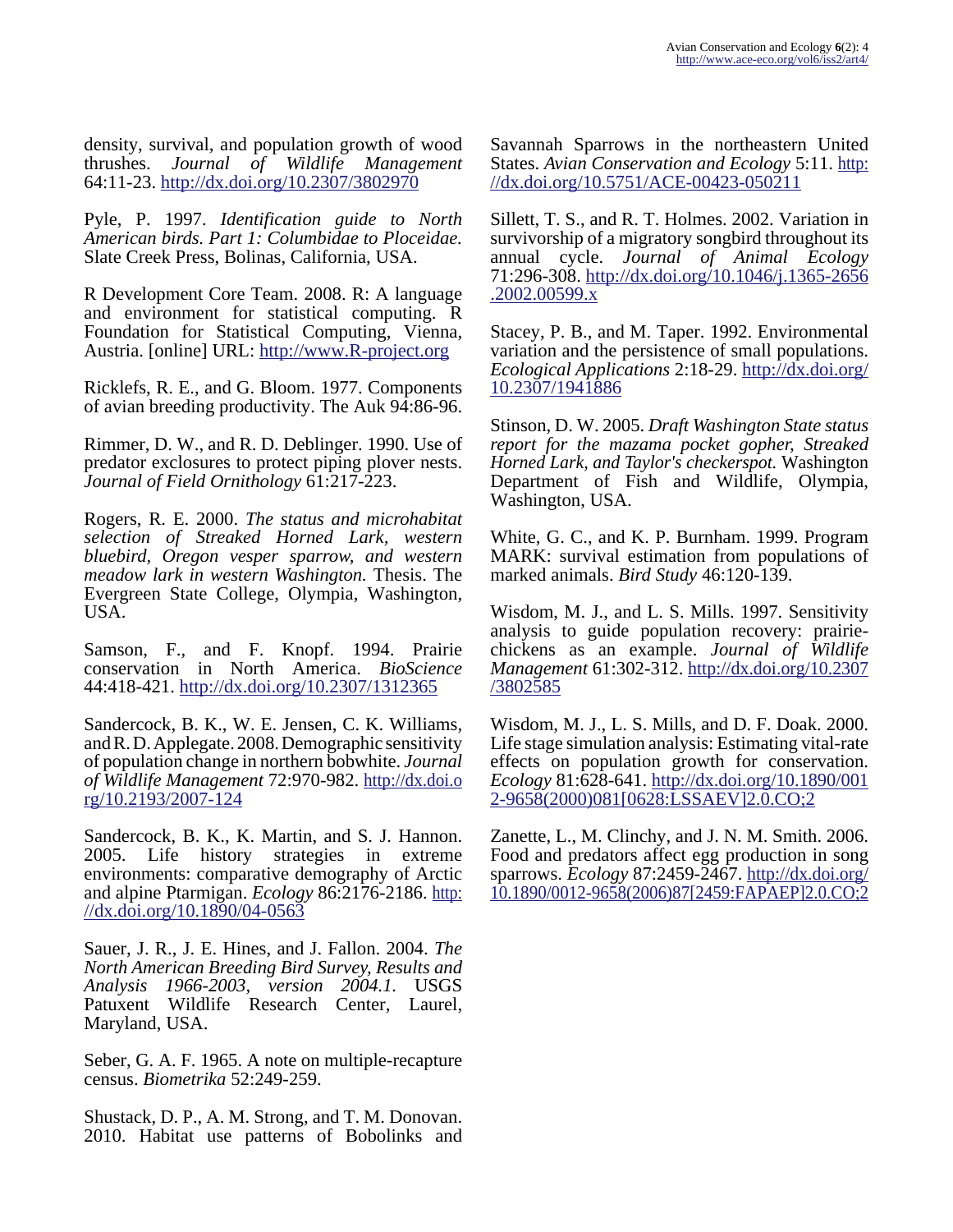density, survival, and population growth of wood thrushes. *Journal of Wildlife Management* 64:11-23. http://dx.doi.org/10.2307/3802970

Pyle, P. 1997. *Identification guide to North American birds. Part 1: Columbidae to Ploceidae.* Slate Creek Press, Bolinas, California, USA.

R Development Core Team. 2008. R: A language and environment for statistical computing. R Foundation for Statistical Computing, Vienna, Austria. [online] URL: http://www.R-project.org

Ricklefs, R. E., and G. Bloom. 1977. Components of avian breeding productivity. The Auk 94:86-96.

Rimmer, D. W., and R. D. Deblinger. 1990. Use of predator exclosures to protect piping plover nests. *Journal of Field Ornithology* 61:217-223.

Rogers, R. E. 2000. *The status and microhabitat selection of Streaked Horned Lark, western bluebird, Oregon vesper sparrow, and western meadow lark in western Washington.* Thesis. The Evergreen State College, Olympia, Washington, USA.

Samson, F., and F. Knopf. 1994. Prairie conservation in North America. *BioScience* 44:418-421. http://dx.doi.org/10.2307/1312365

Sandercock, B. K., W. E. Jensen, C. K. Williams, and R. D. Applegate. 2008. Demographic sensitivity of population change in northern bobwhite. *Journal of Wildlife Management* 72:970-982. http://dx.doi.org/10.2193/2007-124

Sandercock, B. K., K. Martin, and S. J. Hannon. 2005. Life history strategies in extreme environments: comparative demography of Arctic and alpine Ptarmigan. *Ecology* 86:2176-2186. http://dx.doi.org/10.1890/04-0563

Sauer, J. R., J. E. Hines, and J. Fallon. 2004. *The North American Breeding Bird Survey, Results and Analysis 1966-2003, version 2004.1*. USGS Patuxent Wildlife Research Center, Laurel, Maryland, USA.

Seber, G. A. F. 1965. A note on multiple-recapture census. *Biometrika* 52:249-259.

Shustack, D. P., A. M. Strong, and T. M. Donovan. 2010. Habitat use patterns of Bobolinks and Savannah Sparrows in the northeastern United States. *Avian Conservation and Ecology* 5:11. http://dx.doi.org/10.5751/ACE-00423-050211

Sillett, T. S., and R. T. Holmes. 2002. Variation in survivorship of a migratory songbird throughout its annual cycle. *Journal of Animal Ecology* 71:296-308. http://dx.doi.org/10.1046/j.1365-2656.2002.00599.x

Stacey, P. B., and M. Taper. 1992. Environmental variation and the persistence of small populations. *Ecological Applications* 2:18-29. http://dx.doi.org/10.2307/1941886

Stinson, D. W. 2005. *Draft Washington State status report for the mazama pocket gopher, Streaked Horned Lark, and Taylor's checkerspot.* Washington Department of Fish and Wildlife, Olympia, Washington, USA.

White, G. C., and K. P. Burnham. 1999. Program MARK: survival estimation from populations of marked animals. *Bird Study* 46:120-139.

Wisdom, M. J., and L. S. Mills. 1997. Sensitivity analysis to guide population recovery: prairie-chickens as an example. *Journal of Wildlife Management* 61:302-312. http://dx.doi.org/10.2307/3802585

Wisdom, M. J., L. S. Mills, and D. F. Doak. 2000. Life stage simulation analysis: Estimating vital-rate effects on population growth for conservation. *Ecology* 81:628-641. http://dx.doi.org/10.1890/0012-9658(2000)081[0628:LSSAEV]2.0.CO;2

Zanette, L., M. Clinchy, and J. N. M. Smith. 2006. Food and predators affect egg production in song sparrows. *Ecology* 87:2459-2467. http://dx.doi.org/10.1890/0012-9658(2006)87[2459:FAPAEP]2.0.CO;2